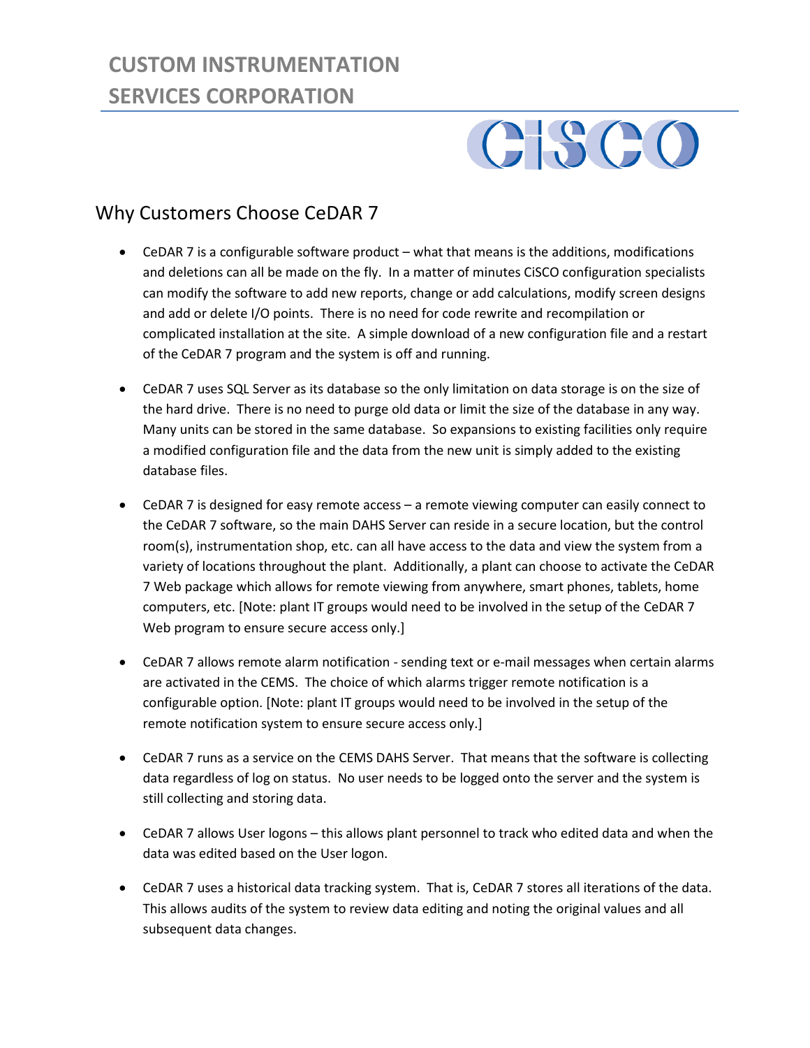# CUSTOM INSTRUMENTATION SERVICES CORPORATION

CiSCO

## Why Customers Choose CeDAR 7

- CeDAR 7 is a configurable software product – what that means is the additions, modifications and deletions can all be made on the fly. In a matter of minutes CiSCO configuration specialists can modify the software to add new reports, change or add calculations, modify screen designs and add or delete I/O points. There is no need for code rewrite and recompilation or complicated installation at the site. A simple download of a new configuration file and a restart of the CeDAR 7 program and the system is off and running.

- CeDAR 7 uses SQL Server as its database so the only limitation on data storage is on the size of the hard drive. There is no need to purge old data or limit the size of the database in any way. Many units can be stored in the same database. So expansions to existing facilities only require a modified configuration file and the data from the new unit is simply added to the existing database files.

- CeDAR 7 is designed for easy remote access – a remote viewing computer can easily connect to the CeDAR 7 software, so the main DAHS Server can reside in a secure location, but the control room(s), instrumentation shop, etc. can all have access to the data and view the system from a variety of locations throughout the plant. Additionally, a plant can choose to activate the CeDAR 7 Web package which allows for remote viewing from anywhere, smart phones, tablets, home computers, etc. [Note: plant IT groups would need to be involved in the setup of the CeDAR 7 Web program to ensure secure access only.]

- CeDAR 7 allows remote alarm notification - sending text or e-mail messages when certain alarms are activated in the CEMS. The choice of which alarms trigger remote notification is a configurable option. [Note: plant IT groups would need to be involved in the setup of the remote notification system to ensure secure access only.]

- CeDAR 7 runs as a service on the CEMS DAHS Server. That means that the software is collecting data regardless of log on status. No user needs to be logged onto the server and the system is still collecting and storing data.

- CeDAR 7 allows User logons – this allows plant personnel to track who edited data and when the data was edited based on the User logon.

- CeDAR 7 uses a historical data tracking system. That is, CeDAR 7 stores all iterations of the data. This allows audits of the system to review data editing and noting the original values and all subsequent data changes.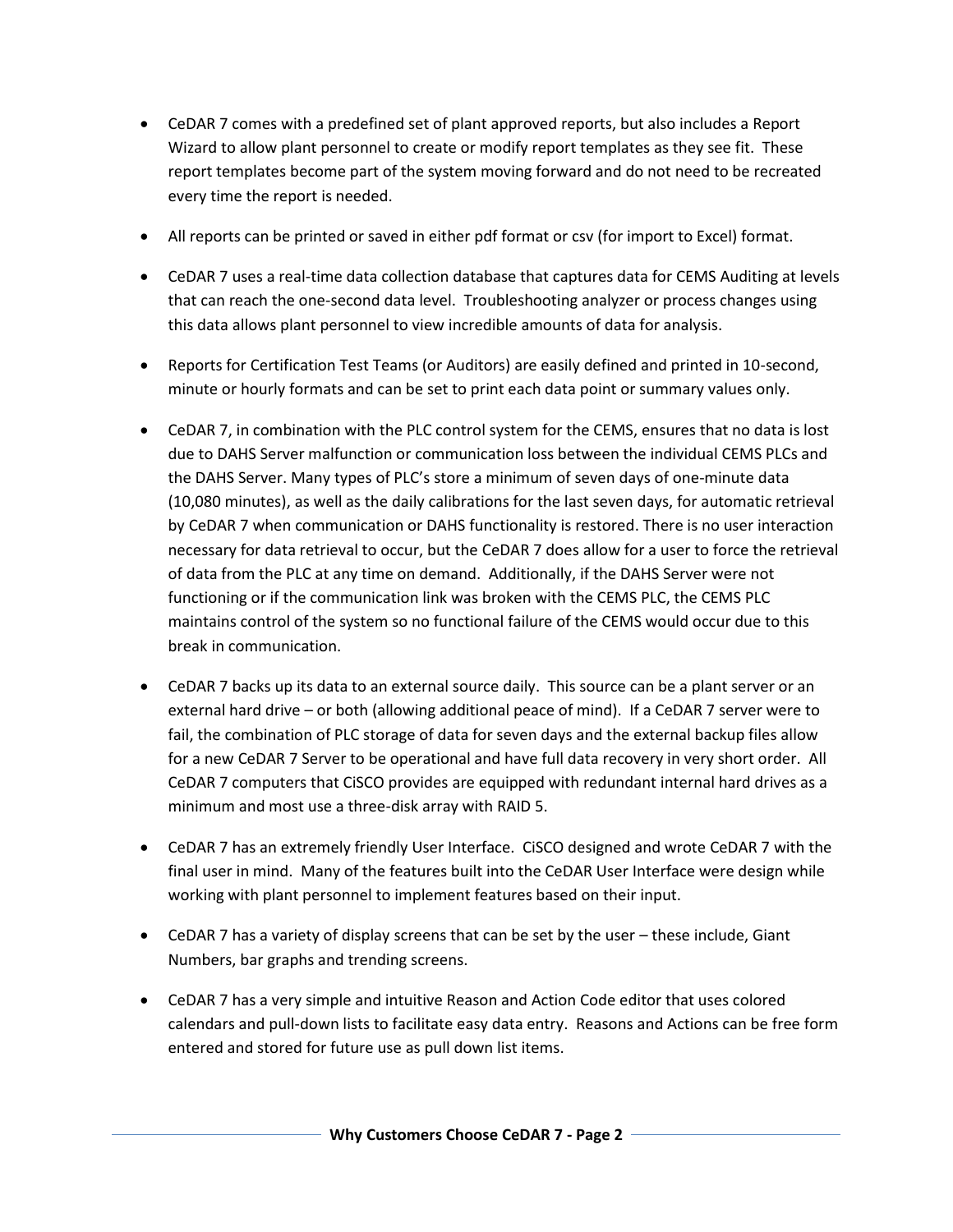- CeDAR 7 comes with a predefined set of plant approved reports, but also includes a Report Wizard to allow plant personnel to create or modify report templates as they see fit. These report templates become part of the system moving forward and do not need to be recreated every time the report is needed.

- All reports can be printed or saved in either pdf format or csv (for import to Excel) format.

- CeDAR 7 uses a real-time data collection database that captures data for CEMS Auditing at levels that can reach the one-second data level. Troubleshooting analyzer or process changes using this data allows plant personnel to view incredible amounts of data for analysis.

- Reports for Certification Test Teams (or Auditors) are easily defined and printed in 10-second, minute or hourly formats and can be set to print each data point or summary values only.

- CeDAR 7, in combination with the PLC control system for the CEMS, ensures that no data is lost due to DAHS Server malfunction or communication loss between the individual CEMS PLCs and the DAHS Server. Many types of PLC's store a minimum of seven days of one-minute data (10,080 minutes), as well as the daily calibrations for the last seven days, for automatic retrieval by CeDAR 7 when communication or DAHS functionality is restored. There is no user interaction necessary for data retrieval to occur, but the CeDAR 7 does allow for a user to force the retrieval of data from the PLC at any time on demand. Additionally, if the DAHS Server were not functioning or if the communication link was broken with the CEMS PLC, the CEMS PLC maintains control of the system so no functional failure of the CEMS would occur due to this break in communication.

- CeDAR 7 backs up its data to an external source daily. This source can be a plant server or an external hard drive – or both (allowing additional peace of mind). If a CeDAR 7 server were to fail, the combination of PLC storage of data for seven days and the external backup files allow for a new CeDAR 7 Server to be operational and have full data recovery in very short order. All CeDAR 7 computers that CiSCO provides are equipped with redundant internal hard drives as a minimum and most use a three-disk array with RAID 5.

- CeDAR 7 has an extremely friendly User Interface. CiSCO designed and wrote CeDAR 7 with the final user in mind. Many of the features built into the CeDAR User Interface were design while working with plant personnel to implement features based on their input.

- CeDAR 7 has a variety of display screens that can be set by the user – these include, Giant Numbers, bar graphs and trending screens.

- CeDAR 7 has a very simple and intuitive Reason and Action Code editor that uses colored calendars and pull-down lists to facilitate easy data entry. Reasons and Actions can be free form entered and stored for future use as pull down list items.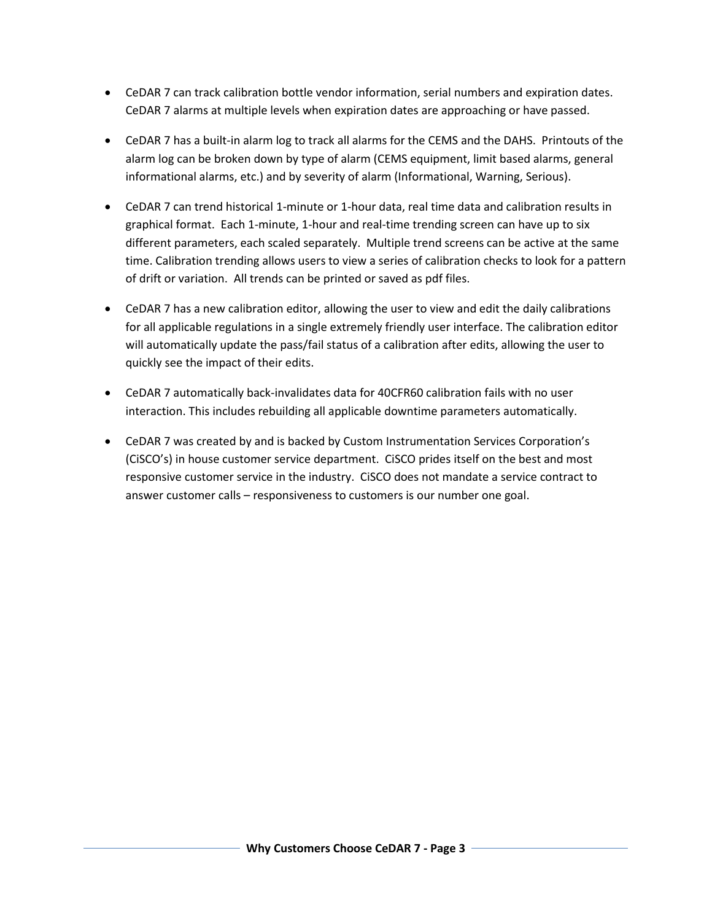- CeDAR 7 can track calibration bottle vendor information, serial numbers and expiration dates. CeDAR 7 alarms at multiple levels when expiration dates are approaching or have passed.

- CeDAR 7 has a built-in alarm log to track all alarms for the CEMS and the DAHS. Printouts of the alarm log can be broken down by type of alarm (CEMS equipment, limit based alarms, general informational alarms, etc.) and by severity of alarm (Informational, Warning, Serious).

- CeDAR 7 can trend historical 1-minute or 1-hour data, real time data and calibration results in graphical format. Each 1-minute, 1-hour and real-time trending screen can have up to six different parameters, each scaled separately. Multiple trend screens can be active at the same time. Calibration trending allows users to view a series of calibration checks to look for a pattern of drift or variation. All trends can be printed or saved as pdf files.

- CeDAR 7 has a new calibration editor, allowing the user to view and edit the daily calibrations for all applicable regulations in a single extremely friendly user interface. The calibration editor will automatically update the pass/fail status of a calibration after edits, allowing the user to quickly see the impact of their edits.

- CeDAR 7 automatically back-invalidates data for 40CFR60 calibration fails with no user interaction. This includes rebuilding all applicable downtime parameters automatically.

- CeDAR 7 was created by and is backed by Custom Instrumentation Services Corporation's (CiSCO's) in house customer service department. CiSCO prides itself on the best and most responsive customer service in the industry. CiSCO does not mandate a service contract to answer customer calls – responsiveness to customers is our number one goal.